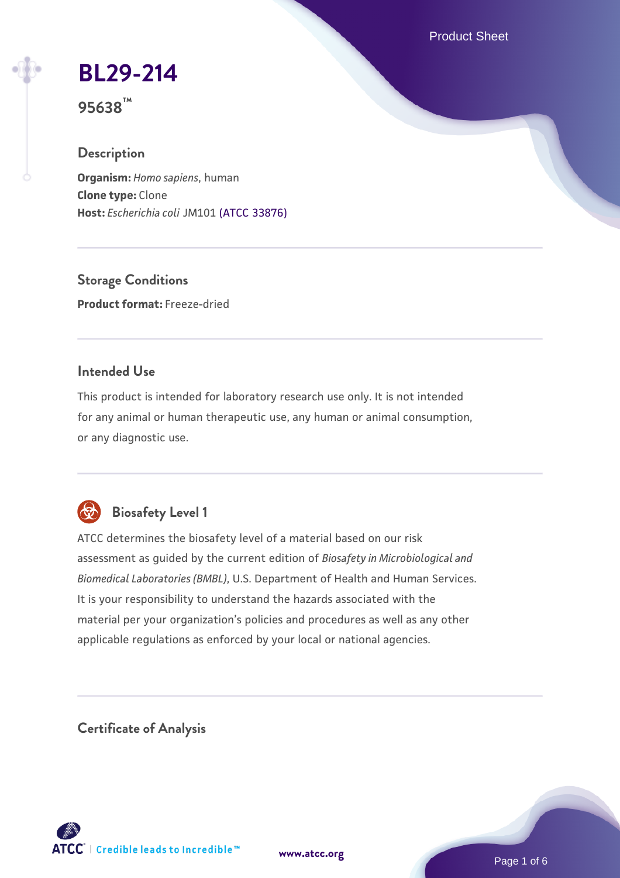# BL29-214

**95638™**

## Description

**Organism:** *Homo sapiens*, human
**Clone type:** Clone
**Host:** *Escherichia coli* JM101 (ATCC 33876)

## Storage Conditions

**Product format:** Freeze-dried

## Intended Use

This product is intended for laboratory research use only. It is not intended for any animal or human therapeutic use, any human or animal consumption, or any diagnostic use.

## Biosafety Level 1

ATCC determines the biosafety level of a material based on our risk assessment as guided by the current edition of *Biosafety in Microbiological and Biomedical Laboratories (BMBL)*, U.S. Department of Health and Human Services. It is your responsibility to understand the hazards associated with the material per your organization's policies and procedures as well as any other applicable regulations as enforced by your local or national agencies.

## Certificate of Analysis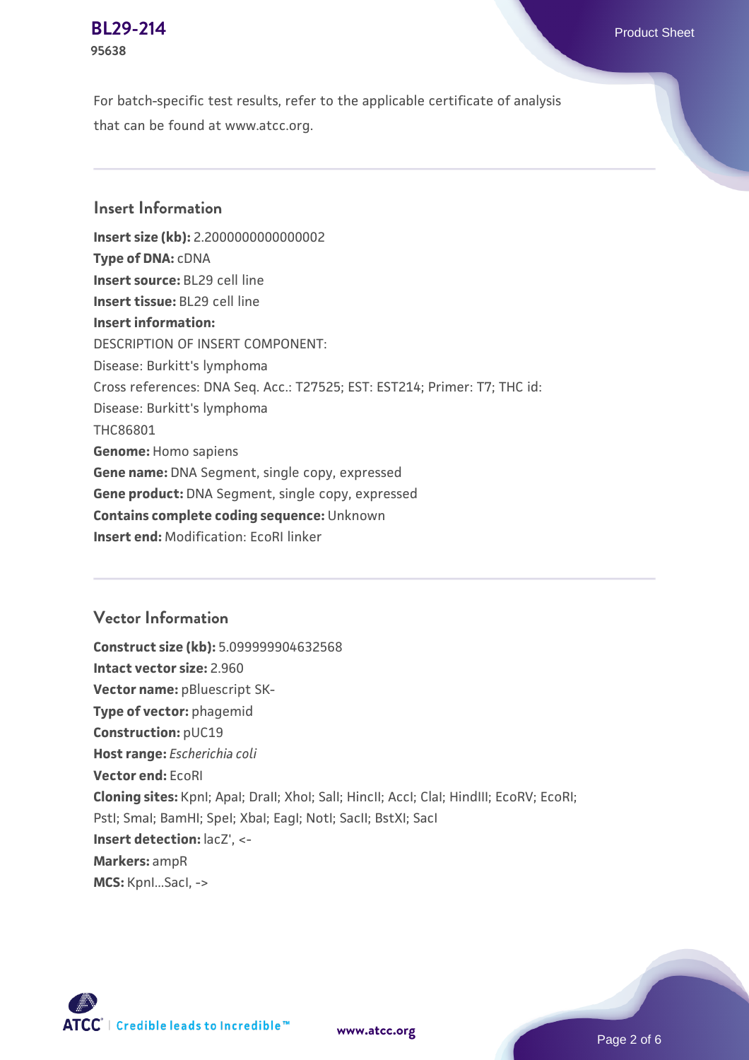For batch-specific test results, refer to the applicable certificate of analysis that can be found at www.atcc.org.

## Insert Information

**Insert size (kb):** 2.2000000000000002
**Type of DNA:** cDNA
**Insert source:** BL29 cell line
**Insert tissue:** BL29 cell line
**Insert information:**
DESCRIPTION OF INSERT COMPONENT:
Disease: Burkitt's lymphoma
Cross references: DNA Seq. Acc.: T27525; EST: EST214; Primer: T7; THC id:
Disease: Burkitt's lymphoma
THC86801
**Genome:** Homo sapiens
**Gene name:** DNA Segment, single copy, expressed
**Gene product:** DNA Segment, single copy, expressed
**Contains complete coding sequence:** Unknown
**Insert end:** Modification: EcoRI linker

## Vector Information

**Construct size (kb):** 5.099999904632568
**Intact vector size:** 2.960
**Vector name:** pBluescript SK-
**Type of vector:** phagemid
**Construction:** pUC19
**Host range:** *Escherichia coli*
**Vector end:** EcoRI
**Cloning sites:** KpnI; ApaI; DraII; XhoI; SalI; HincII; AccI; ClaI; HindIII; EcoRV; EcoRI; PstI; SmaI; BamHI; SpeI; XbaI; EagI; NotI; SacII; BstXI; SacI
**Insert detection:** lacZ', <-
**Markers:** ampR
**MCS:** KpnI...SacI, ->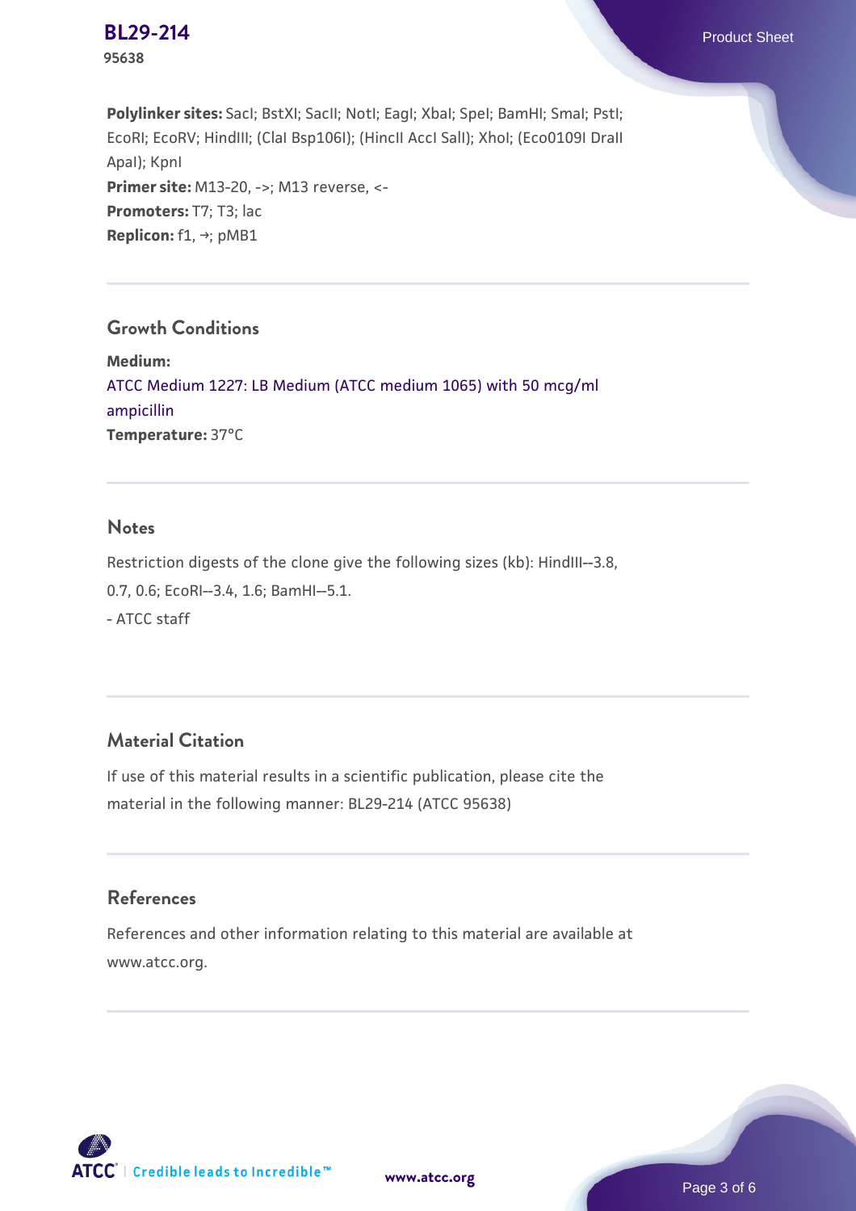**Polylinker sites:** SacI; BstXI; SacII; NotI; EagI; XbaI; SpeI; BamHI; SmaI; PstI; EcoRI; EcoRV; HindIII; (ClaI Bsp106I); (HincII AccI SalI); XhoI; (Eco0109I DraII ApaI); KpnI
**Primer site:** M13-20, ->; M13 reverse, <-
**Promoters:** T7; T3; lac
**Replicon:** f1, →; pMB1

## Growth Conditions

**Medium:**
ATCC Medium 1227: LB Medium (ATCC medium 1065) with 50 mcg/ml ampicillin
**Temperature:** 37°C

## Notes

Restriction digests of the clone give the following sizes (kb): HindIII--3.8, 0.7, 0.6; EcoRI--3.4, 1.6; BamHI--5.1.
- ATCC staff

## Material Citation

If use of this material results in a scientific publication, please cite the material in the following manner: BL29-214 (ATCC 95638)

## References

References and other information relating to this material are available at www.atcc.org.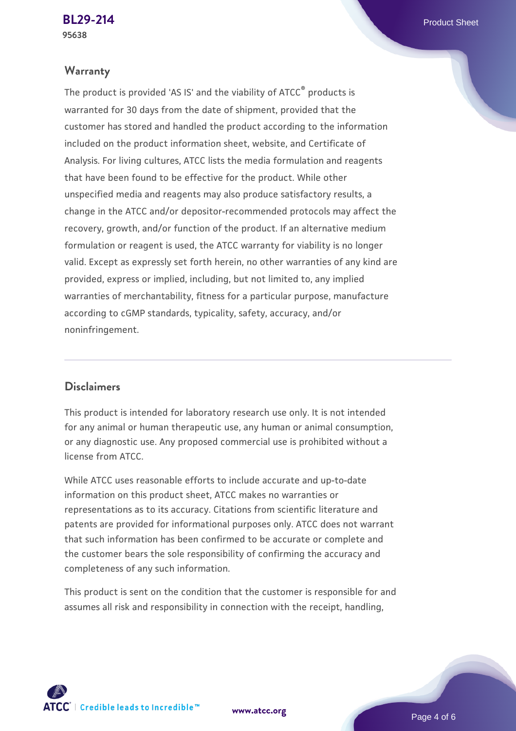## Warranty

The product is provided 'AS IS' and the viability of ATCC® products is warranted for 30 days from the date of shipment, provided that the customer has stored and handled the product according to the information included on the product information sheet, website, and Certificate of Analysis. For living cultures, ATCC lists the media formulation and reagents that have been found to be effective for the product. While other unspecified media and reagents may also produce satisfactory results, a change in the ATCC and/or depositor-recommended protocols may affect the recovery, growth, and/or function of the product. If an alternative medium formulation or reagent is used, the ATCC warranty for viability is no longer valid. Except as expressly set forth herein, no other warranties of any kind are provided, express or implied, including, but not limited to, any implied warranties of merchantability, fitness for a particular purpose, manufacture according to cGMP standards, typicality, safety, accuracy, and/or noninfringement.

## Disclaimers

This product is intended for laboratory research use only. It is not intended for any animal or human therapeutic use, any human or animal consumption, or any diagnostic use. Any proposed commercial use is prohibited without a license from ATCC.

While ATCC uses reasonable efforts to include accurate and up-to-date information on this product sheet, ATCC makes no warranties or representations as to its accuracy. Citations from scientific literature and patents are provided for informational purposes only. ATCC does not warrant that such information has been confirmed to be accurate or complete and the customer bears the sole responsibility of confirming the accuracy and completeness of any such information.

This product is sent on the condition that the customer is responsible for and assumes all risk and responsibility in connection with the receipt, handling,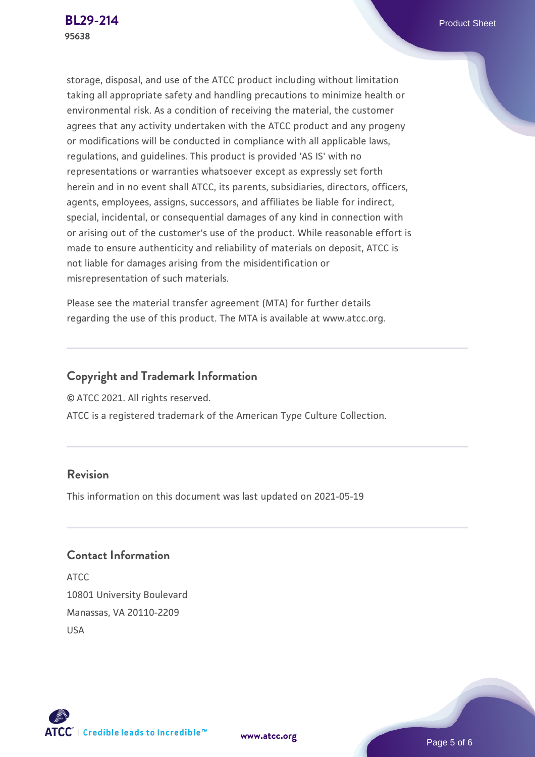storage, disposal, and use of the ATCC product including without limitation taking all appropriate safety and handling precautions to minimize health or environmental risk. As a condition of receiving the material, the customer agrees that any activity undertaken with the ATCC product and any progeny or modifications will be conducted in compliance with all applicable laws, regulations, and guidelines. This product is provided 'AS IS' with no representations or warranties whatsoever except as expressly set forth herein and in no event shall ATCC, its parents, subsidiaries, directors, officers, agents, employees, assigns, successors, and affiliates be liable for indirect, special, incidental, or consequential damages of any kind in connection with or arising out of the customer's use of the product. While reasonable effort is made to ensure authenticity and reliability of materials on deposit, ATCC is not liable for damages arising from the misidentification or misrepresentation of such materials.

Please see the material transfer agreement (MTA) for further details regarding the use of this product. The MTA is available at www.atcc.org.

## Copyright and Trademark Information

© ATCC 2021. All rights reserved.

ATCC is a registered trademark of the American Type Culture Collection.

## Revision

This information on this document was last updated on 2021-05-19

## Contact Information

ATCC
10801 University Boulevard
Manassas, VA 20110-2209
USA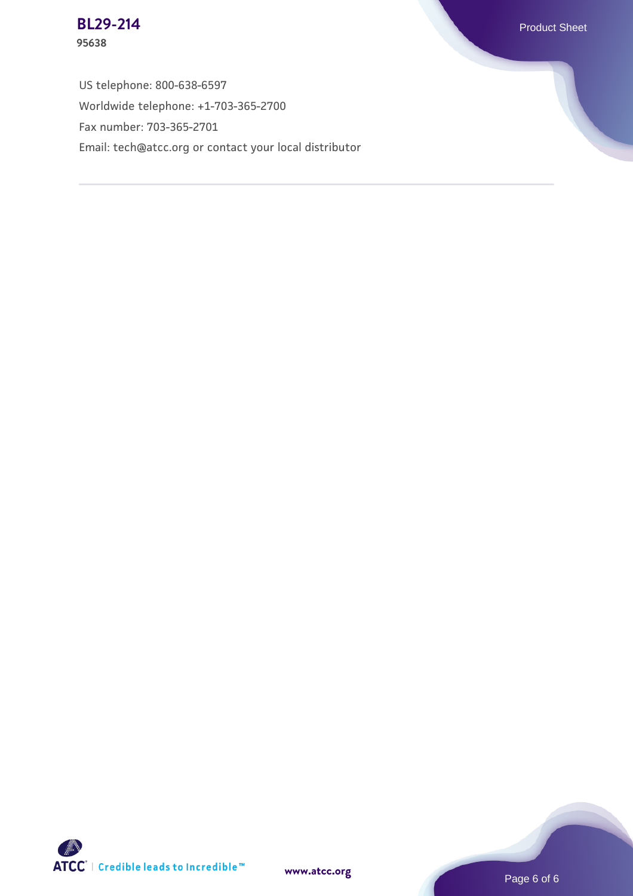US telephone: 800-638-6597

Worldwide telephone: +1-703-365-2700

Fax number: 703-365-2701

Email: tech@atcc.org or contact your local distributor